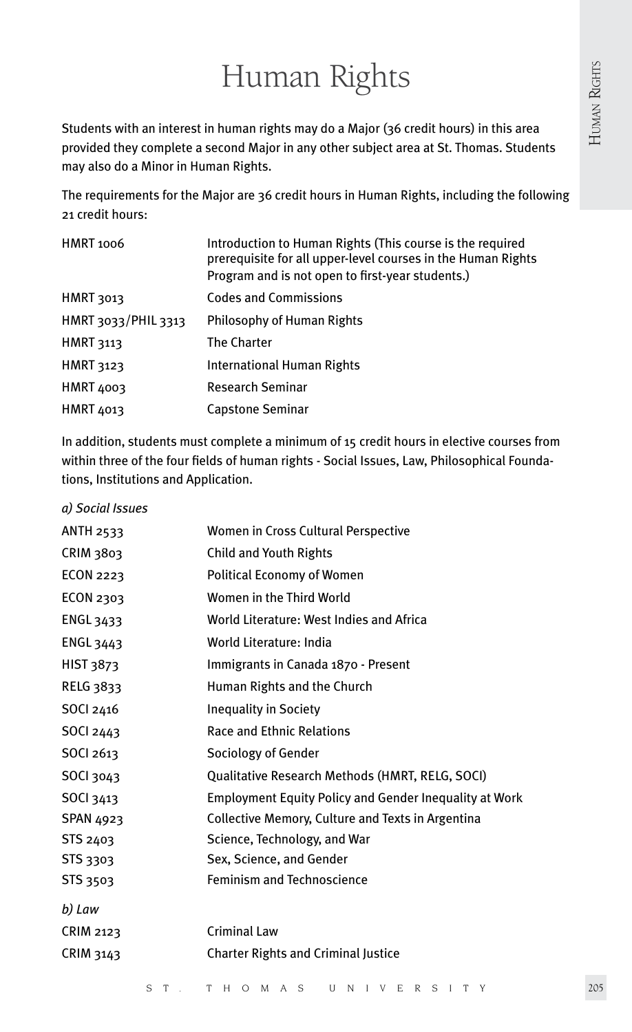# Human Rights

Students with an interest in human rights may do a Major (36 credit hours) in this area provided they complete a second Major in any other subject area at St. Thomas. Students may also do a Minor in Human Rights.

The requirements for the Major are 36 credit hours in Human Rights, including the following 21 credit hours:

| | |
|---|---|
| HMRT 1006 | Introduction to Human Rights (This course is the required prerequisite for all upper-level courses in the Human Rights Program and is not open to first-year students.) |
| HMRT 3013 | Codes and Commissions |
| HMRT 3033/PHIL 3313 | Philosophy of Human Rights |
| HMRT 3113 | The Charter |
| HMRT 3123 | International Human Rights |
| HMRT 4003 | Research Seminar |
| HMRT 4013 | Capstone Seminar |

In addition, students must complete a minimum of 15 credit hours in elective courses from within three of the four fields of human rights - Social Issues, Law, Philosophical Foundations, Institutions and Application.

*a) Social Issues*

| | |
|---|---|
| ANTH 2533 | Women in Cross Cultural Perspective |
| CRIM 3803 | Child and Youth Rights |
| ECON 2223 | Political Economy of Women |
| ECON 2303 | Women in the Third World |
| ENGL 3433 | World Literature: West Indies and Africa |
| ENGL 3443 | World Literature: India |
| HIST 3873 | Immigrants in Canada 1870 - Present |
| RELG 3833 | Human Rights and the Church |
| SOCI 2416 | Inequality in Society |
| SOCI 2443 | Race and Ethnic Relations |
| SOCI 2613 | Sociology of Gender |
| SOCI 3043 | Qualitative Research Methods (HMRT, RELG, SOCI) |
| SOCI 3413 | Employment Equity Policy and Gender Inequality at Work |
| SPAN 4923 | Collective Memory, Culture and Texts in Argentina |
| STS 2403 | Science, Technology, and War |
| STS 3303 | Sex, Science, and Gender |
| STS 3503 | Feminism and Technoscience |

*b) Law*

| | |
|---|---|
| CRIM 2123 | Criminal Law |
| CRIM 3143 | Charter Rights and Criminal Justice |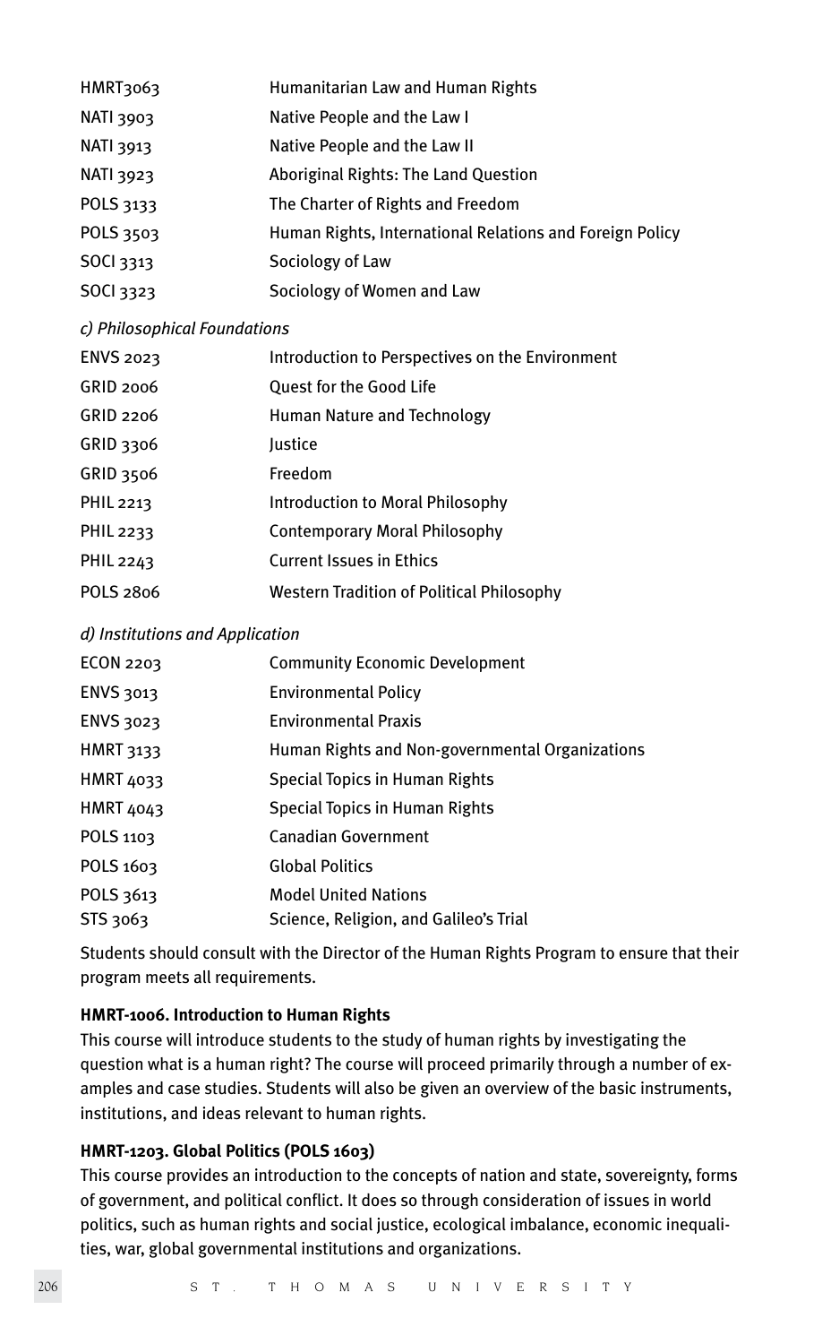| | |
|---|---|
| HMRT3063 | Humanitarian Law and Human Rights |
| NATI 3903 | Native People and the Law I |
| NATI 3913 | Native People and the Law II |
| NATI 3923 | Aboriginal Rights: The Land Question |
| POLS 3133 | The Charter of Rights and Freedom |
| POLS 3503 | Human Rights, International Relations and Foreign Policy |
| SOCI 3313 | Sociology of Law |
| SOCI 3323 | Sociology of Women and Law |

*c) Philosophical Foundations*

| | |
|---|---|
| ENVS 2023 | Introduction to Perspectives on the Environment |
| GRID 2006 | Quest for the Good Life |
| GRID 2206 | Human Nature and Technology |
| GRID 3306 | Justice |
| GRID 3506 | Freedom |
| PHIL 2213 | Introduction to Moral Philosophy |
| PHIL 2233 | Contemporary Moral Philosophy |
| PHIL 2243 | Current Issues in Ethics |
| POLS 2806 | Western Tradition of Political Philosophy |

*d) Institutions and Application*

| | |
|---|---|
| ECON 2203 | Community Economic Development |
| ENVS 3013 | Environmental Policy |
| ENVS 3023 | Environmental Praxis |
| HMRT 3133 | Human Rights and Non-governmental Organizations |
| HMRT 4033 | Special Topics in Human Rights |
| HMRT 4043 | Special Topics in Human Rights |
| POLS 1103 | Canadian Government |
| POLS 1603 | Global Politics |
| POLS 3613 | Model United Nations |
| STS 3063 | Science, Religion, and Galileo's Trial |

Students should consult with the Director of the Human Rights Program to ensure that their program meets all requirements.

**HMRT-1006. Introduction to Human Rights**

This course will introduce students to the study of human rights by investigating the question what is a human right? The course will proceed primarily through a number of examples and case studies. Students will also be given an overview of the basic instruments, institutions, and ideas relevant to human rights.

**HMRT-1203. Global Politics (POLS 1603)**

This course provides an introduction to the concepts of nation and state, sovereignty, forms of government, and political conflict. It does so through consideration of issues in world politics, such as human rights and social justice, ecological imbalance, economic inequalities, war, global governmental institutions and organizations.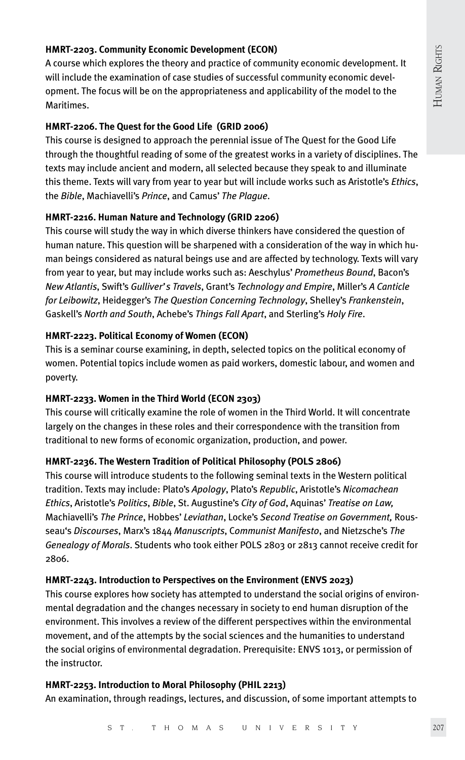**HMRT-2203. Community Economic Development (ECON)**

A course which explores the theory and practice of community economic development. It will include the examination of case studies of successful community economic development. The focus will be on the appropriateness and applicability of the model to the Maritimes.

**HMRT-2206. The Quest for the Good Life (GRID 2006)**

This course is designed to approach the perennial issue of The Quest for the Good Life through the thoughtful reading of some of the greatest works in a variety of disciplines. The texts may include ancient and modern, all selected because they speak to and illuminate this theme. Texts will vary from year to year but will include works such as Aristotle's *Ethics*, the *Bible*, Machiavelli's *Prince*, and Camus' *The Plague*.

**HMRT-2216. Human Nature and Technology (GRID 2206)**

This course will study the way in which diverse thinkers have considered the question of human nature. This question will be sharpened with a consideration of the way in which human beings considered as natural beings use and are affected by technology. Texts will vary from year to year, but may include works such as: Aeschylus' *Prometheus Bound*, Bacon's *New Atlantis*, Swift's *Gulliver's Travels*, Grant's *Technology and Empire*, Miller's *A Canticle for Leibowitz*, Heidegger's *The Question Concerning Technology*, Shelley's *Frankenstein*, Gaskell's *North and South*, Achebe's *Things Fall Apart*, and Sterling's *Holy Fire*.

**HMRT-2223. Political Economy of Women (ECON)**

This is a seminar course examining, in depth, selected topics on the political economy of women. Potential topics include women as paid workers, domestic labour, and women and poverty.

**HMRT-2233. Women in the Third World (ECON 2303)**

This course will critically examine the role of women in the Third World. It will concentrate largely on the changes in these roles and their correspondence with the transition from traditional to new forms of economic organization, production, and power.

**HMRT-2236. The Western Tradition of Political Philosophy (POLS 2806)**

This course will introduce students to the following seminal texts in the Western political tradition. Texts may include: Plato's *Apology*, Plato's *Republic*, Aristotle's *Nicomachean Ethics*, Aristotle's *Politics*, *Bible*, St. Augustine's *City of God*, Aquinas' *Treatise on Law,* Machiavelli's *The Prince*, Hobbes' *Leviathan*, Locke's *Second Treatise on Government,* Rousseau's *Discourses*, Marx's 1844 *Manuscripts*, *Communist Manifesto*, and Nietzsche's *The Genealogy of Morals*. Students who took either POLS 2803 or 2813 cannot receive credit for 2806.

**HMRT-2243. Introduction to Perspectives on the Environment (ENVS 2023)**

This course explores how society has attempted to understand the social origins of environmental degradation and the changes necessary in society to end human disruption of the environment. This involves a review of the different perspectives within the environmental movement, and of the attempts by the social sciences and the humanities to understand the social origins of environmental degradation. Prerequisite: ENVS 1013, or permission of the instructor.

**HMRT-2253. Introduction to Moral Philosophy (PHIL 2213)**

An examination, through readings, lectures, and discussion, of some important attempts to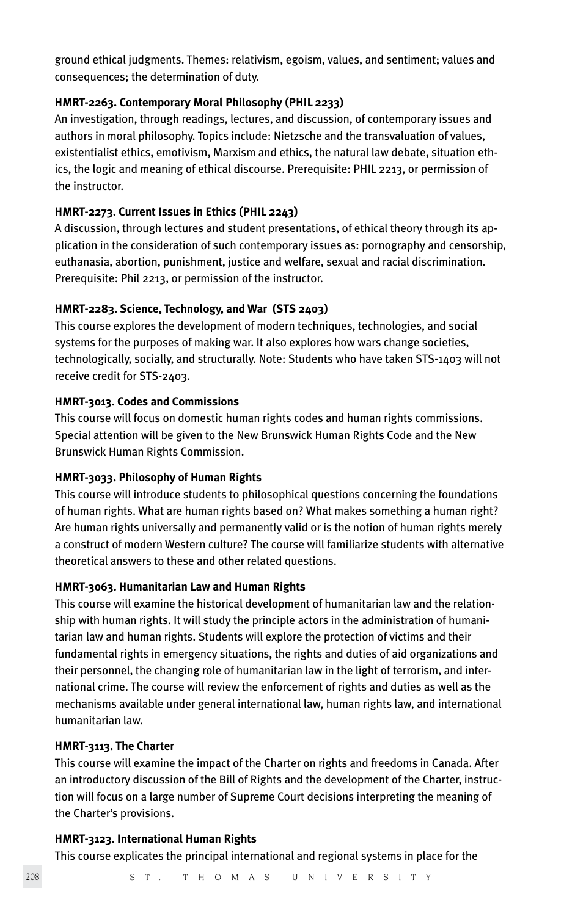ground ethical judgments. Themes: relativism, egoism, values, and sentiment; values and consequences; the determination of duty.

**HMRT-2263. Contemporary Moral Philosophy (PHIL 2233)**

An investigation, through readings, lectures, and discussion, of contemporary issues and authors in moral philosophy. Topics include: Nietzsche and the transvaluation of values, existentialist ethics, emotivism, Marxism and ethics, the natural law debate, situation ethics, the logic and meaning of ethical discourse. Prerequisite: PHIL 2213, or permission of the instructor.

**HMRT-2273. Current Issues in Ethics (PHIL 2243)**

A discussion, through lectures and student presentations, of ethical theory through its application in the consideration of such contemporary issues as: pornography and censorship, euthanasia, abortion, punishment, justice and welfare, sexual and racial discrimination. Prerequisite: Phil 2213, or permission of the instructor.

**HMRT-2283. Science, Technology, and War (STS 2403)**

This course explores the development of modern techniques, technologies, and social systems for the purposes of making war. It also explores how wars change societies, technologically, socially, and structurally. Note: Students who have taken STS-1403 will not receive credit for STS-2403.

**HMRT-3013. Codes and Commissions**

This course will focus on domestic human rights codes and human rights commissions. Special attention will be given to the New Brunswick Human Rights Code and the New Brunswick Human Rights Commission.

**HMRT-3033. Philosophy of Human Rights**

This course will introduce students to philosophical questions concerning the foundations of human rights. What are human rights based on? What makes something a human right? Are human rights universally and permanently valid or is the notion of human rights merely a construct of modern Western culture? The course will familiarize students with alternative theoretical answers to these and other related questions.

**HMRT-3063. Humanitarian Law and Human Rights**

This course will examine the historical development of humanitarian law and the relationship with human rights. It will study the principle actors in the administration of humanitarian law and human rights. Students will explore the protection of victims and their fundamental rights in emergency situations, the rights and duties of aid organizations and their personnel, the changing role of humanitarian law in the light of terrorism, and international crime. The course will review the enforcement of rights and duties as well as the mechanisms available under general international law, human rights law, and international humanitarian law.

**HMRT-3113. The Charter**

This course will examine the impact of the Charter on rights and freedoms in Canada. After an introductory discussion of the Bill of Rights and the development of the Charter, instruction will focus on a large number of Supreme Court decisions interpreting the meaning of the Charter's provisions.

**HMRT-3123. International Human Rights**

This course explicates the principal international and regional systems in place for the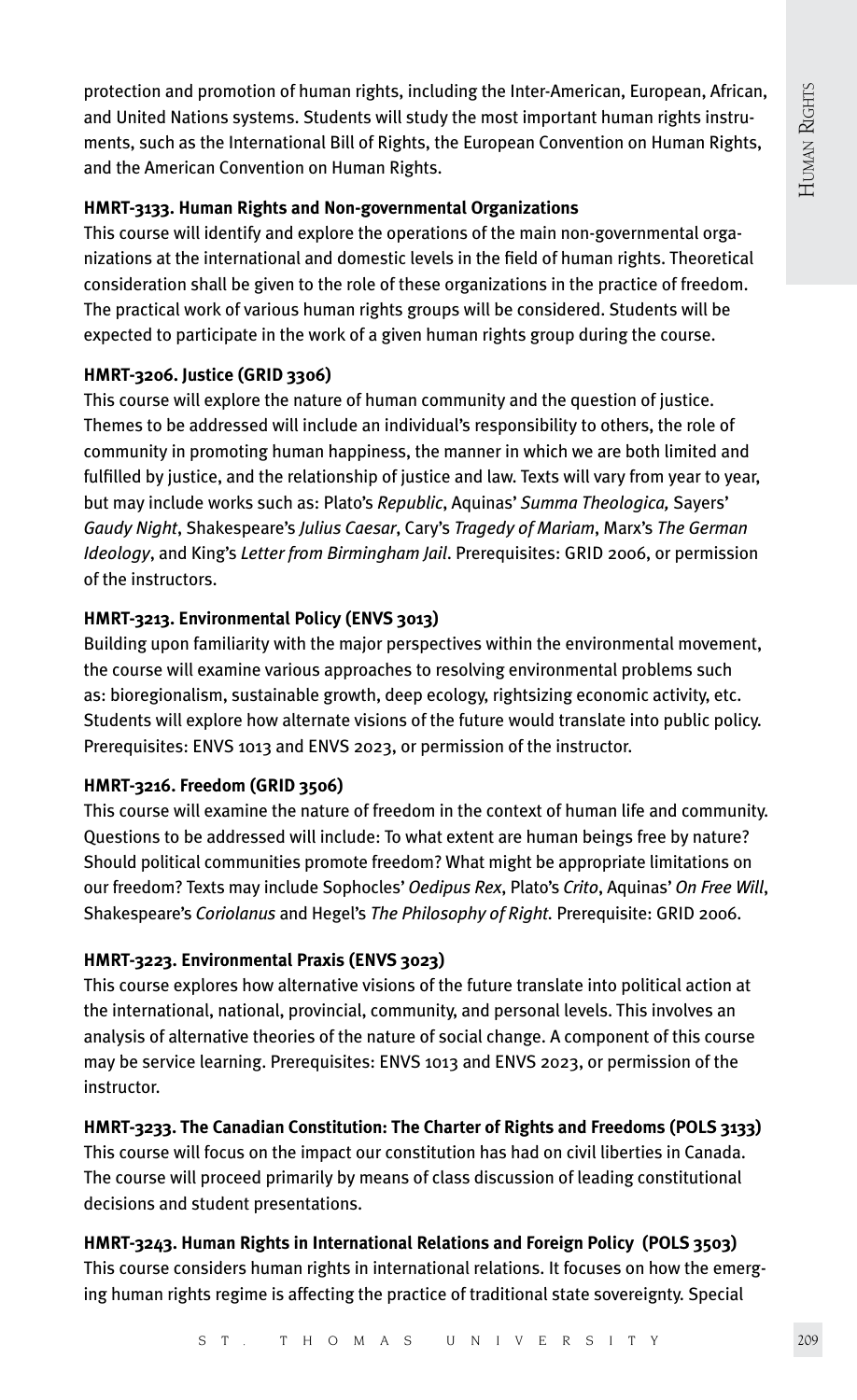protection and promotion of human rights, including the Inter-American, European, African, and United Nations systems. Students will study the most important human rights instruments, such as the International Bill of Rights, the European Convention on Human Rights, and the American Convention on Human Rights.

**HMRT-3133. Human Rights and Non-governmental Organizations**

This course will identify and explore the operations of the main non-governmental organizations at the international and domestic levels in the field of human rights. Theoretical consideration shall be given to the role of these organizations in the practice of freedom. The practical work of various human rights groups will be considered. Students will be expected to participate in the work of a given human rights group during the course.

**HMRT-3206. Justice (GRID 3306)**

This course will explore the nature of human community and the question of justice. Themes to be addressed will include an individual's responsibility to others, the role of community in promoting human happiness, the manner in which we are both limited and fulfilled by justice, and the relationship of justice and law. Texts will vary from year to year, but may include works such as: Plato's *Republic*, Aquinas' *Summa Theologica,* Sayers' *Gaudy Night*, Shakespeare's *Julius Caesar*, Cary's *Tragedy of Mariam*, Marx's *The German Ideology*, and King's *Letter from Birmingham Jail*. Prerequisites: GRID 2006, or permission of the instructors.

**HMRT-3213. Environmental Policy (ENVS 3013)**

Building upon familiarity with the major perspectives within the environmental movement, the course will examine various approaches to resolving environmental problems such as: bioregionalism, sustainable growth, deep ecology, rightsizing economic activity, etc. Students will explore how alternate visions of the future would translate into public policy. Prerequisites: ENVS 1013 and ENVS 2023, or permission of the instructor.

**HMRT-3216. Freedom (GRID 3506)**

This course will examine the nature of freedom in the context of human life and community. Questions to be addressed will include: To what extent are human beings free by nature? Should political communities promote freedom? What might be appropriate limitations on our freedom? Texts may include Sophocles' *Oedipus Rex*, Plato's *Crito*, Aquinas' *On Free Will*, Shakespeare's *Coriolanus* and Hegel's *The Philosophy of Right*. Prerequisite: GRID 2006.

**HMRT-3223. Environmental Praxis (ENVS 3023)**

This course explores how alternative visions of the future translate into political action at the international, national, provincial, community, and personal levels. This involves an analysis of alternative theories of the nature of social change. A component of this course may be service learning. Prerequisites: ENVS 1013 and ENVS 2023, or permission of the instructor.

**HMRT-3233. The Canadian Constitution: The Charter of Rights and Freedoms (POLS 3133)**

This course will focus on the impact our constitution has had on civil liberties in Canada. The course will proceed primarily by means of class discussion of leading constitutional decisions and student presentations.

**HMRT-3243. Human Rights in International Relations and Foreign Policy (POLS 3503)**

This course considers human rights in international relations. It focuses on how the emerging human rights regime is affecting the practice of traditional state sovereignty. Special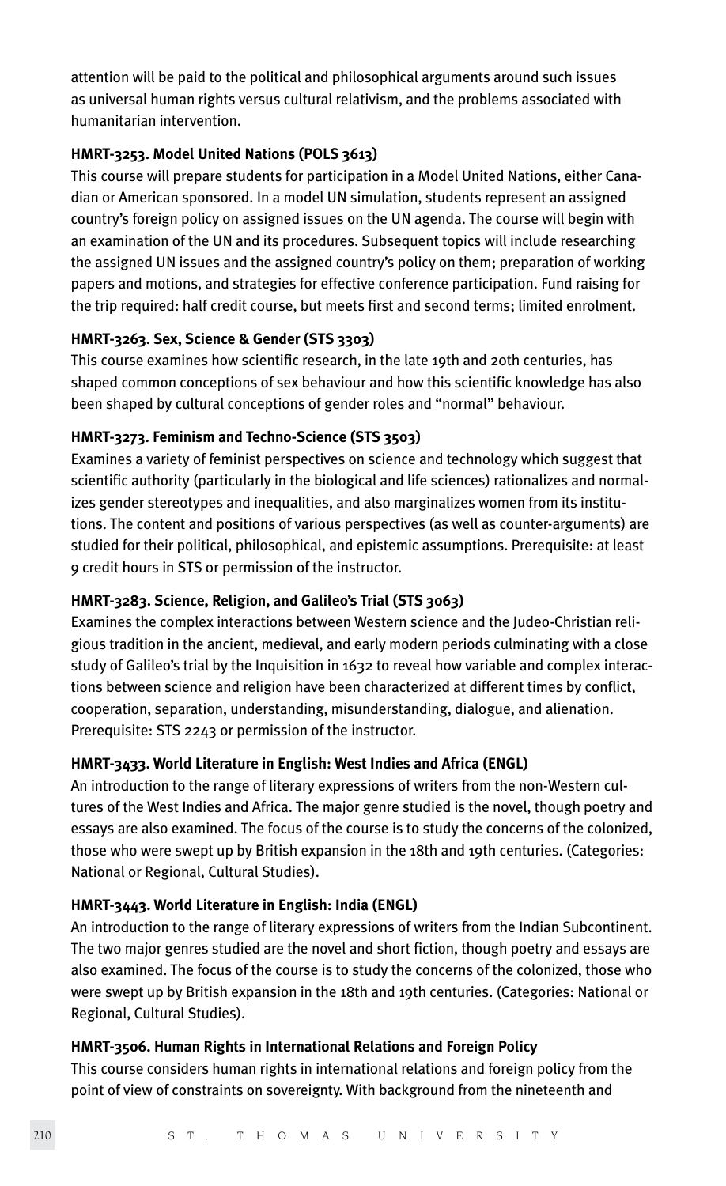attention will be paid to the political and philosophical arguments around such issues as universal human rights versus cultural relativism, and the problems associated with humanitarian intervention.

**HMRT-3253. Model United Nations (POLS 3613)**

This course will prepare students for participation in a Model United Nations, either Canadian or American sponsored. In a model UN simulation, students represent an assigned country's foreign policy on assigned issues on the UN agenda. The course will begin with an examination of the UN and its procedures. Subsequent topics will include researching the assigned UN issues and the assigned country's policy on them; preparation of working papers and motions, and strategies for effective conference participation. Fund raising for the trip required: half credit course, but meets first and second terms; limited enrolment.

**HMRT-3263. Sex, Science & Gender (STS 3303)**

This course examines how scientific research, in the late 19th and 20th centuries, has shaped common conceptions of sex behaviour and how this scientific knowledge has also been shaped by cultural conceptions of gender roles and "normal" behaviour.

**HMRT-3273. Feminism and Techno-Science (STS 3503)**

Examines a variety of feminist perspectives on science and technology which suggest that scientific authority (particularly in the biological and life sciences) rationalizes and normalizes gender stereotypes and inequalities, and also marginalizes women from its institutions. The content and positions of various perspectives (as well as counter-arguments) are studied for their political, philosophical, and epistemic assumptions. Prerequisite: at least 9 credit hours in STS or permission of the instructor.

**HMRT-3283. Science, Religion, and Galileo's Trial (STS 3063)**

Examines the complex interactions between Western science and the Judeo-Christian religious tradition in the ancient, medieval, and early modern periods culminating with a close study of Galileo's trial by the Inquisition in 1632 to reveal how variable and complex interactions between science and religion have been characterized at different times by conflict, cooperation, separation, understanding, misunderstanding, dialogue, and alienation. Prerequisite: STS 2243 or permission of the instructor.

**HMRT-3433. World Literature in English: West Indies and Africa (ENGL)**

An introduction to the range of literary expressions of writers from the non-Western cultures of the West Indies and Africa. The major genre studied is the novel, though poetry and essays are also examined. The focus of the course is to study the concerns of the colonized, those who were swept up by British expansion in the 18th and 19th centuries. (Categories: National or Regional, Cultural Studies).

**HMRT-3443. World Literature in English: India (ENGL)**

An introduction to the range of literary expressions of writers from the Indian Subcontinent. The two major genres studied are the novel and short fiction, though poetry and essays are also examined. The focus of the course is to study the concerns of the colonized, those who were swept up by British expansion in the 18th and 19th centuries. (Categories: National or Regional, Cultural Studies).

**HMRT-3506. Human Rights in International Relations and Foreign Policy**

This course considers human rights in international relations and foreign policy from the point of view of constraints on sovereignty. With background from the nineteenth and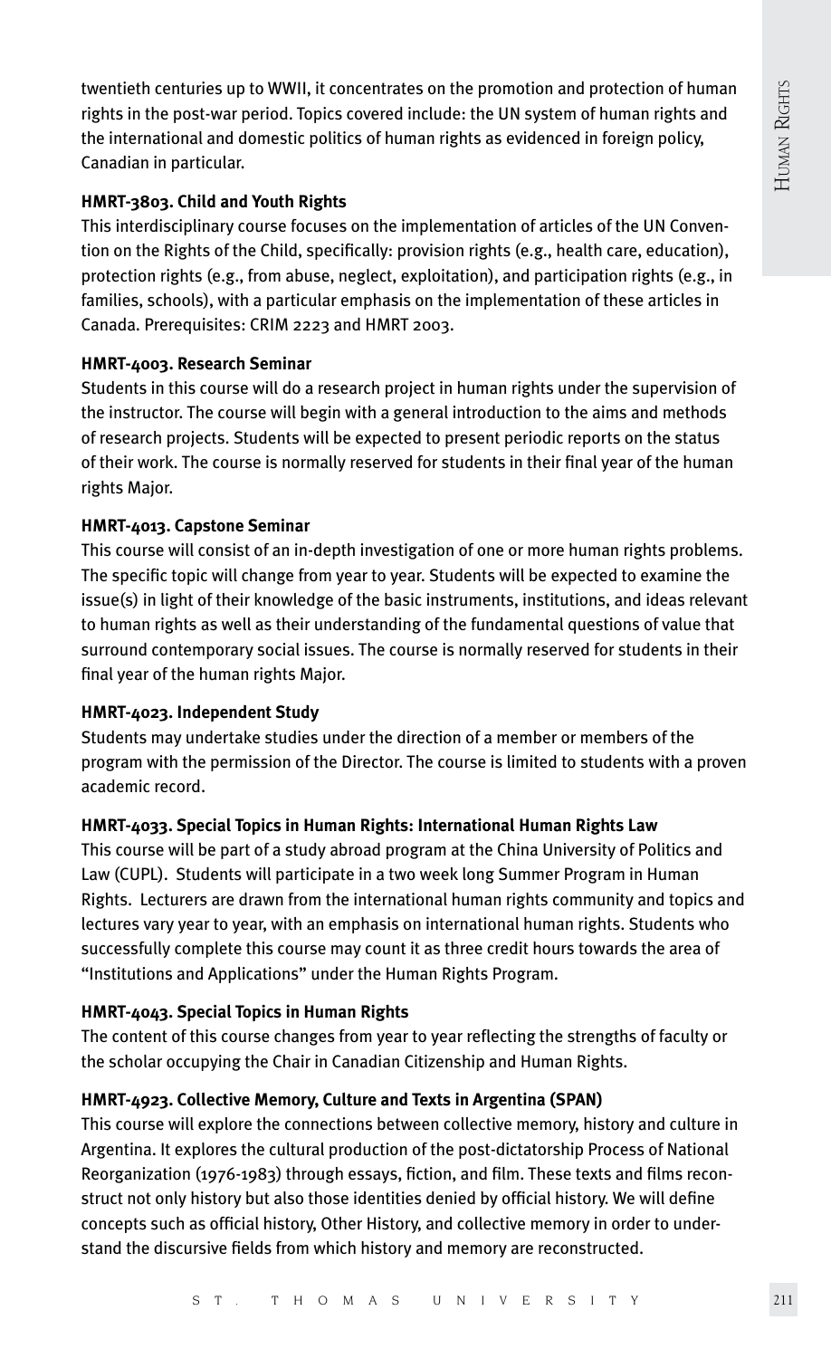twentieth centuries up to WWII, it concentrates on the promotion and protection of human rights in the post-war period. Topics covered include: the UN system of human rights and the international and domestic politics of human rights as evidenced in foreign policy, Canadian in particular.

**HMRT-3803. Child and Youth Rights**

This interdisciplinary course focuses on the implementation of articles of the UN Convention on the Rights of the Child, specifically: provision rights (e.g., health care, education), protection rights (e.g., from abuse, neglect, exploitation), and participation rights (e.g., in families, schools), with a particular emphasis on the implementation of these articles in Canada. Prerequisites: CRIM 2223 and HMRT 2003.

**HMRT-4003. Research Seminar**

Students in this course will do a research project in human rights under the supervision of the instructor. The course will begin with a general introduction to the aims and methods of research projects. Students will be expected to present periodic reports on the status of their work. The course is normally reserved for students in their final year of the human rights Major.

**HMRT-4013. Capstone Seminar**

This course will consist of an in-depth investigation of one or more human rights problems. The specific topic will change from year to year. Students will be expected to examine the issue(s) in light of their knowledge of the basic instruments, institutions, and ideas relevant to human rights as well as their understanding of the fundamental questions of value that surround contemporary social issues. The course is normally reserved for students in their final year of the human rights Major.

**HMRT-4023. Independent Study**

Students may undertake studies under the direction of a member or members of the program with the permission of the Director. The course is limited to students with a proven academic record.

**HMRT-4033. Special Topics in Human Rights: International Human Rights Law**

This course will be part of a study abroad program at the China University of Politics and Law (CUPL). Students will participate in a two week long Summer Program in Human Rights. Lecturers are drawn from the international human rights community and topics and lectures vary year to year, with an emphasis on international human rights. Students who successfully complete this course may count it as three credit hours towards the area of "Institutions and Applications" under the Human Rights Program.

**HMRT-4043. Special Topics in Human Rights**

The content of this course changes from year to year reflecting the strengths of faculty or the scholar occupying the Chair in Canadian Citizenship and Human Rights.

**HMRT-4923. Collective Memory, Culture and Texts in Argentina (SPAN)**

This course will explore the connections between collective memory, history and culture in Argentina. It explores the cultural production of the post-dictatorship Process of National Reorganization (1976-1983) through essays, fiction, and film. These texts and films reconstruct not only history but also those identities denied by official history. We will define concepts such as official history, Other History, and collective memory in order to understand the discursive fields from which history and memory are reconstructed.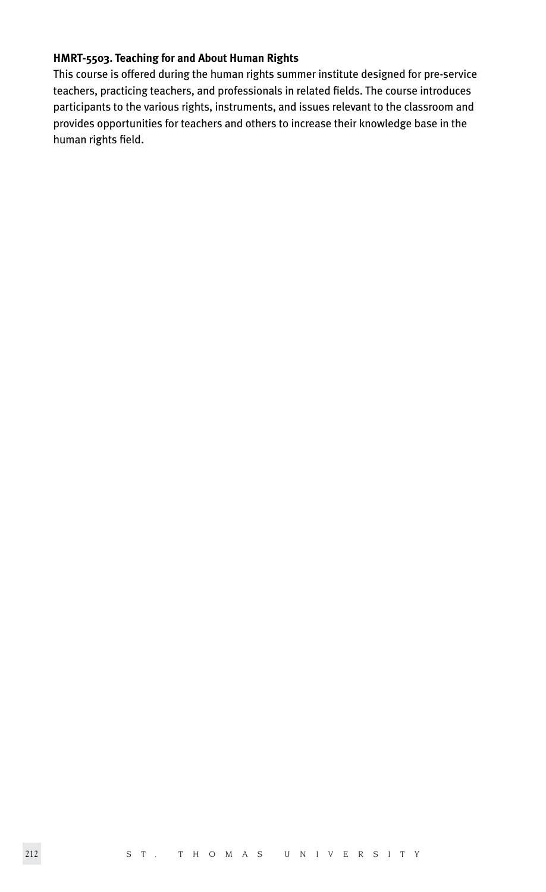**HMRT-5503. Teaching for and About Human Rights**

This course is offered during the human rights summer institute designed for pre-service teachers, practicing teachers, and professionals in related fields. The course introduces participants to the various rights, instruments, and issues relevant to the classroom and provides opportunities for teachers and others to increase their knowledge base in the human rights field.